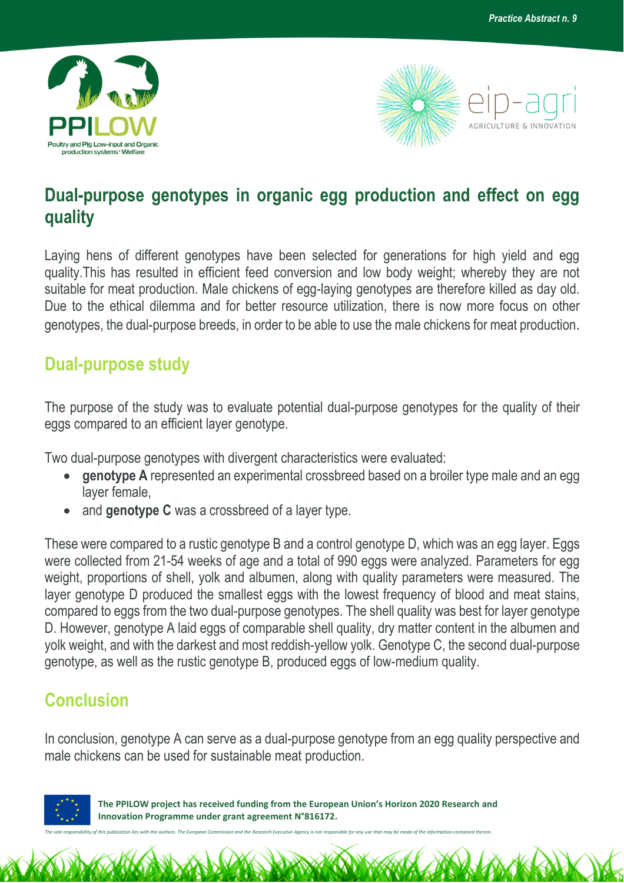Practice Abstract n. 9

PPILOW
Poultry and Pig Low-input and Organic production systems' Welfare

eip-agri
AGRICULTURE & INNOVATION

# Dual-purpose genotypes in organic egg production and effect on egg quality

Laying hens of different genotypes have been selected for generations for high yield and egg quality.This has resulted in efficient feed conversion and low body weight; whereby they are not suitable for meat production. Male chickens of egg-laying genotypes are therefore killed as day old. Due to the ethical dilemma and for better resource utilization, there is now more focus on other genotypes, the dual-purpose breeds, in order to be able to use the male chickens for meat production.

## Dual-purpose study

The purpose of the study was to evaluate potential dual-purpose genotypes for the quality of their eggs compared to an efficient layer genotype.

Two dual-purpose genotypes with divergent characteristics were evaluated:

- **genotype A** represented an experimental crossbreed based on a broiler type male and an egg layer female,
- and **genotype C** was a crossbreed of a layer type.

These were compared to a rustic genotype B and a control genotype D, which was an egg layer. Eggs were collected from 21-54 weeks of age and a total of 990 eggs were analyzed. Parameters for egg weight, proportions of shell, yolk and albumen, along with quality parameters were measured. The layer genotype D produced the smallest eggs with the lowest frequency of blood and meat stains, compared to eggs from the two dual-purpose genotypes. The shell quality was best for layer genotype D. However, genotype A laid eggs of comparable shell quality, dry matter content in the albumen and yolk weight, and with the darkest and most reddish-yellow yolk. Genotype C, the second dual-purpose genotype, as well as the rustic genotype B, produced eggs of low-medium quality.

## Conclusion

In conclusion, genotype A can serve as a dual-purpose genotype from an egg quality perspective and male chickens can be used for sustainable meat production.

**The PPILOW project has received funding from the European Union's Horizon 2020 Research and Innovation Programme under grant agreement N°816172.**

*The sole responsibility of this publication lies with the authors. The European Commission and the Research Executive Agency is not responsible for any use that may be made of the information contained therein.*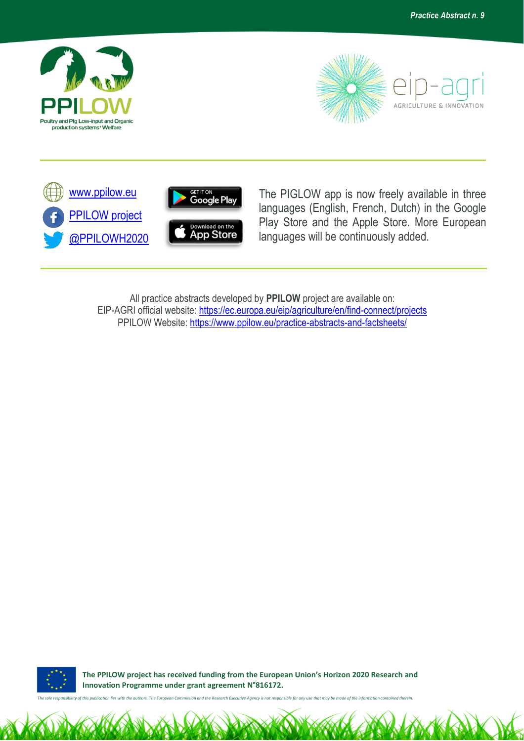[www.ppilow.eu](http://www.ppilow.eu)

PPILOW project

@PPILOWH2020

GET IT ON Google Play

Download on the App Store

The PIGLOW app is now freely available in three languages (English, French, Dutch) in the Google Play Store and the Apple Store. More European languages will be continuously added.

All practice abstracts developed by **PPILOW** project are available on:
EIP-AGRI official website: https://ec.europa.eu/eip/agriculture/en/find-connect/projects
PPILOW Website: https://www.ppilow.eu/practice-abstracts-and-factsheets/

**The PPILOW project has received funding from the European Union's Horizon 2020 Research and Innovation Programme under grant agreement N°816172.**

*The sole responsibility of this publication lies with the authors. The European Commission and the Research Executive Agency is not responsible for any use that may be made of the information contained therein.*